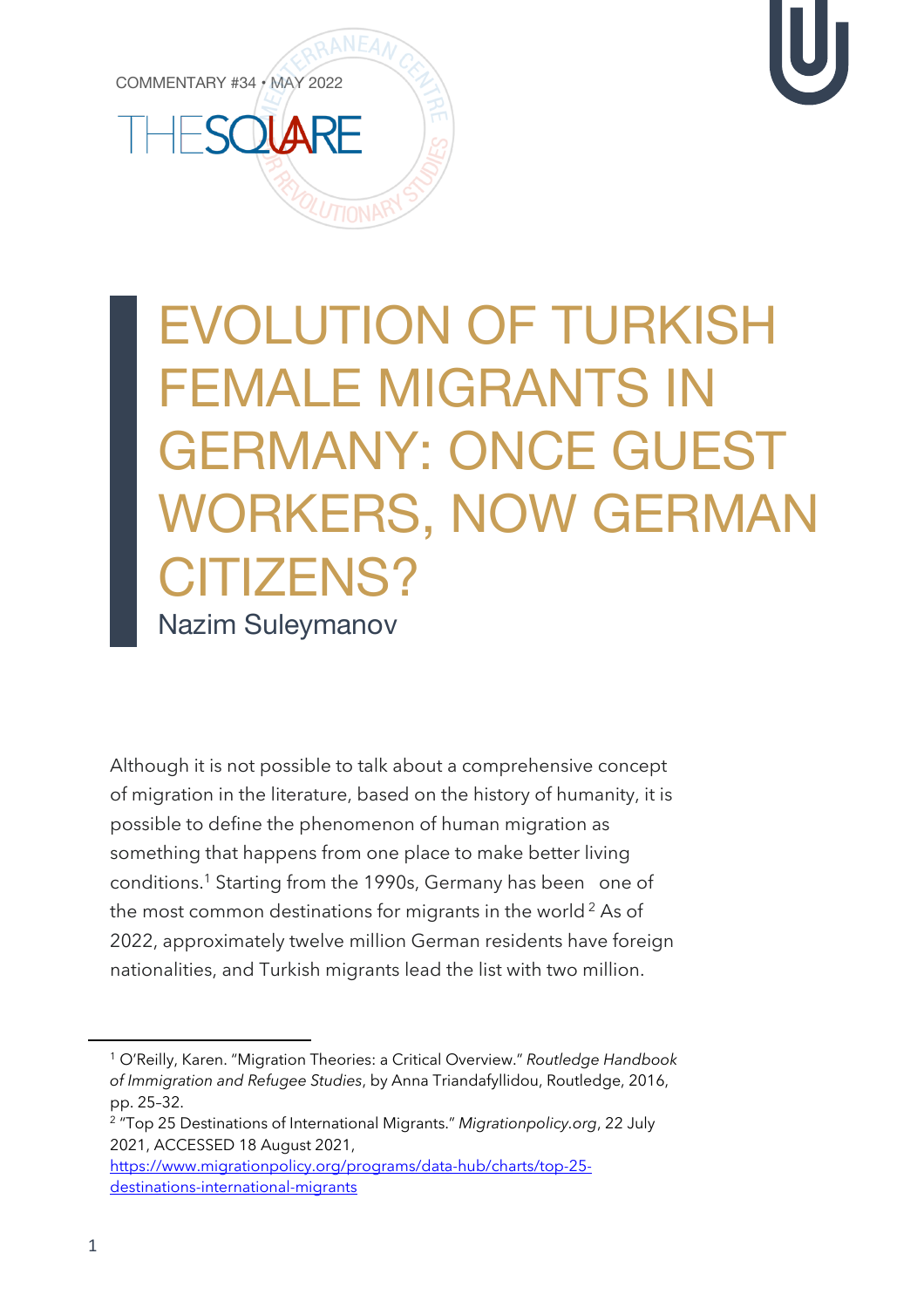COMMENTARY #34 • MAY 2022

THE SQUARE

# EVOLUTION OF TURKISH FEMALE MIGRANTS IN GERMANY: ONCE GUEST WORKERS, NOW GERMAN CITIZENS?

Nazim Suleymanov

Although it is not possible to talk about a comprehensive concept of migration in the literature, based on the history of humanity, it is possible to define the phenomenon of human migration as something that happens from one place to make better living conditions.[1] Starting from the 1990s, Germany has been one of the most common destinations for migrants in the world[2] As of 2022, approximately twelve million German residents have foreign nationalities, and Turkish migrants lead the list with two million.

---

[1] O'Reilly, Karen. "Migration Theories: a Critical Overview." *Routledge Handbook of Immigration and Refugee Studies*, by Anna Triandafyllidou, Routledge, 2016, pp. 25-32.

[2] "Top 25 Destinations of International Migrants." *Migrationpolicy.org*, 22 July 2021, ACCESSED 18 August 2021, https://www.migrationpolicy.org/programs/data-hub/charts/top-25-destinations-international-migrants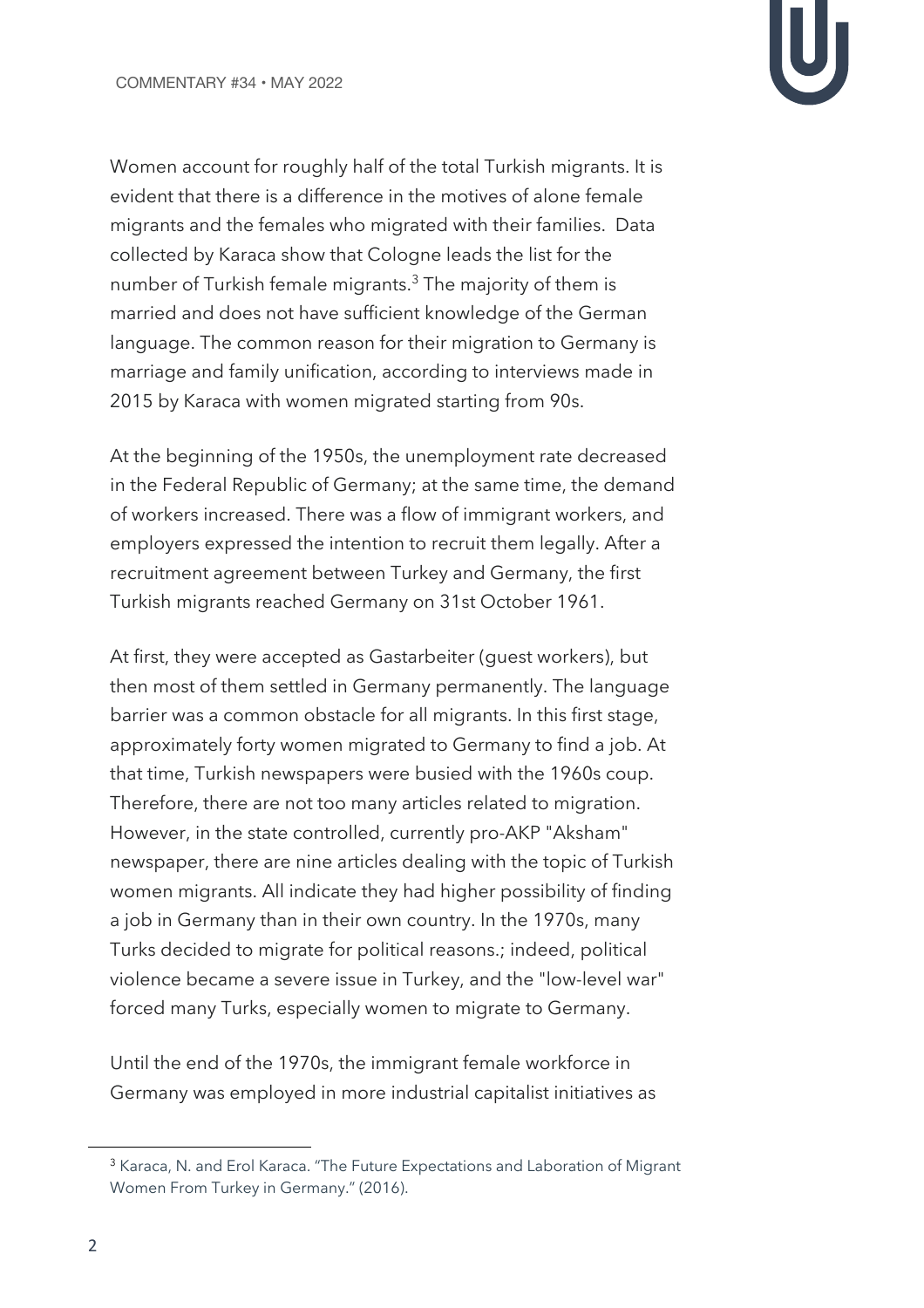Women account for roughly half of the total Turkish migrants. It is evident that there is a difference in the motives of alone female migrants and the females who migrated with their families. Data collected by Karaca show that Cologne leads the list for the number of Turkish female migrants.[3] The majority of them is married and does not have sufficient knowledge of the German language. The common reason for their migration to Germany is marriage and family unification, according to interviews made in 2015 by Karaca with women migrated starting from 90s.

At the beginning of the 1950s, the unemployment rate decreased in the Federal Republic of Germany; at the same time, the demand of workers increased. There was a flow of immigrant workers, and employers expressed the intention to recruit them legally. After a recruitment agreement between Turkey and Germany, the first Turkish migrants reached Germany on 31st October 1961.

At first, they were accepted as Gastarbeiter (guest workers), but then most of them settled in Germany permanently. The language barrier was a common obstacle for all migrants. In this first stage, approximately forty women migrated to Germany to find a job. At that time, Turkish newspapers were busied with the 1960s coup. Therefore, there are not too many articles related to migration. However, in the state controlled, currently pro-AKP "Aksham" newspaper, there are nine articles dealing with the topic of Turkish women migrants. All indicate they had higher possibility of finding a job in Germany than in their own country. In the 1970s, many Turks decided to migrate for political reasons.; indeed, political violence became a severe issue in Turkey, and the "low-level war" forced many Turks, especially women to migrate to Germany.

Until the end of the 1970s, the immigrant female workforce in Germany was employed in more industrial capitalist initiatives as

---

[3] Karaca, N. and Erol Karaca. "The Future Expectations and Laboration of Migrant Women From Turkey in Germany." (2016).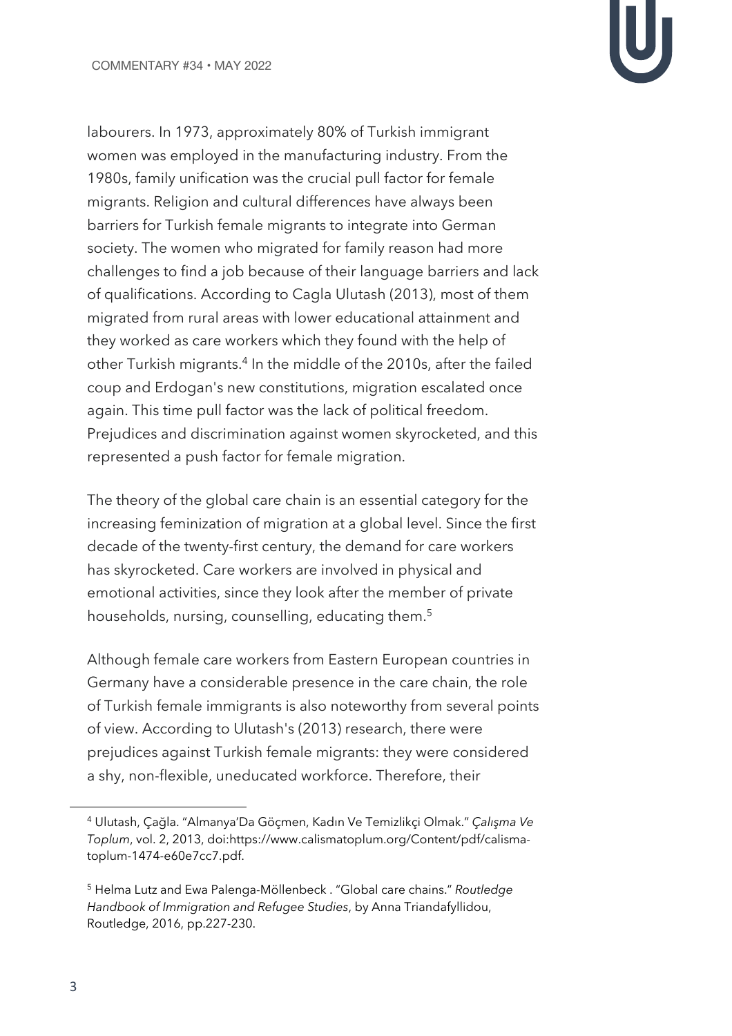labourers. In 1973, approximately 80% of Turkish immigrant women was employed in the manufacturing industry. From the 1980s, family unification was the crucial pull factor for female migrants. Religion and cultural differences have always been barriers for Turkish female migrants to integrate into German society. The women who migrated for family reason had more challenges to find a job because of their language barriers and lack of qualifications. According to Cagla Ulutash (2013), most of them migrated from rural areas with lower educational attainment and they worked as care workers which they found with the help of other Turkish migrants.[4] In the middle of the 2010s, after the failed coup and Erdogan's new constitutions, migration escalated once again. This time pull factor was the lack of political freedom. Prejudices and discrimination against women skyrocketed, and this represented a push factor for female migration.

The theory of the global care chain is an essential category for the increasing feminization of migration at a global level. Since the first decade of the twenty-first century, the demand for care workers has skyrocketed. Care workers are involved in physical and emotional activities, since they look after the member of private households, nursing, counselling, educating them.[5]

Although female care workers from Eastern European countries in Germany have a considerable presence in the care chain, the role of Turkish female immigrants is also noteworthy from several points of view. According to Ulutash's (2013) research, there were prejudices against Turkish female migrants: they were considered a shy, non-flexible, uneducated workforce. Therefore, their

---

[4] Ulutash, Çağla. "Almanya'Da Göçmen, Kadın Ve Temizlikçi Olmak." *Çalışma Ve Toplum*, vol. 2, 2013, doi:https://www.calismatoplum.org/Content/pdf/calisma-toplum-1474-e60e7cc7.pdf.

[5] Helma Lutz and Ewa Palenga-Möllenbeck . "Global care chains." *Routledge Handbook of Immigration and Refugee Studies*, by Anna Triandafyllidou, Routledge, 2016, pp.227-230.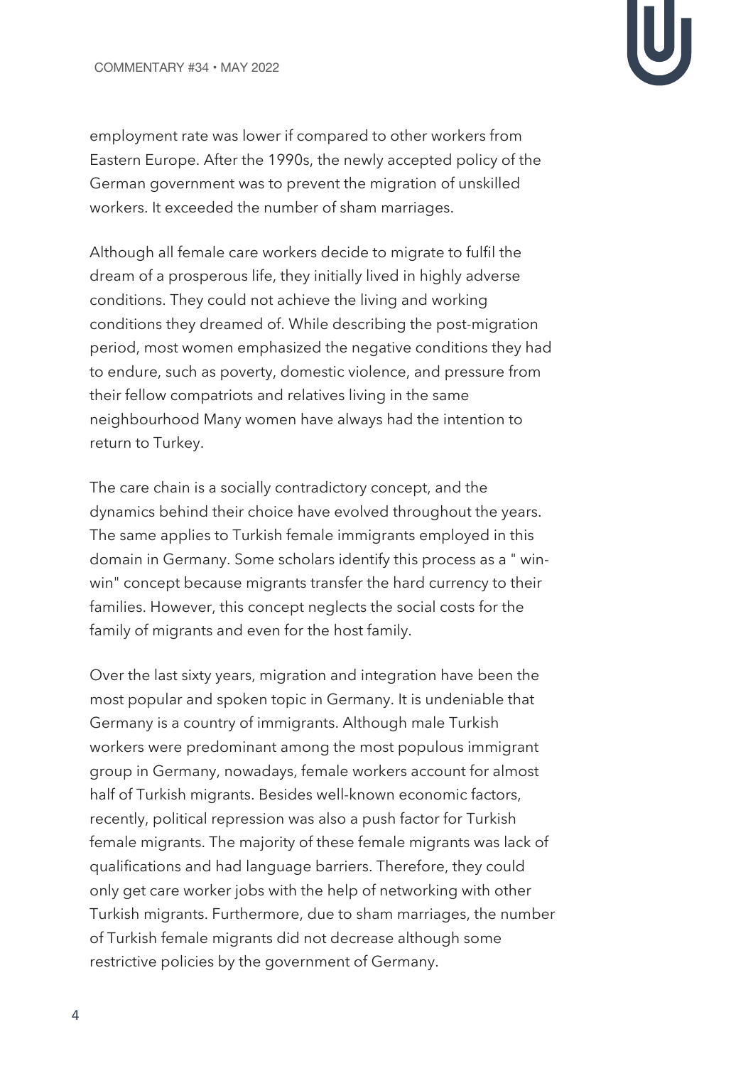employment rate was lower if compared to other workers from Eastern Europe. After the 1990s, the newly accepted policy of the German government was to prevent the migration of unskilled workers. It exceeded the number of sham marriages.

Although all female care workers decide to migrate to fulfil the dream of a prosperous life, they initially lived in highly adverse conditions. They could not achieve the living and working conditions they dreamed of. While describing the post-migration period, most women emphasized the negative conditions they had to endure, such as poverty, domestic violence, and pressure from their fellow compatriots and relatives living in the same neighbourhood Many women have always had the intention to return to Turkey.

The care chain is a socially contradictory concept, and the dynamics behind their choice have evolved throughout the years. The same applies to Turkish female immigrants employed in this domain in Germany. Some scholars identify this process as a " win-win" concept because migrants transfer the hard currency to their families. However, this concept neglects the social costs for the family of migrants and even for the host family.

Over the last sixty years, migration and integration have been the most popular and spoken topic in Germany. It is undeniable that Germany is a country of immigrants. Although male Turkish workers were predominant among the most populous immigrant group in Germany, nowadays, female workers account for almost half of Turkish migrants. Besides well-known economic factors, recently, political repression was also a push factor for Turkish female migrants. The majority of these female migrants was lack of qualifications and had language barriers. Therefore, they could only get care worker jobs with the help of networking with other Turkish migrants. Furthermore, due to sham marriages, the number of Turkish female migrants did not decrease although some restrictive policies by the government of Germany.